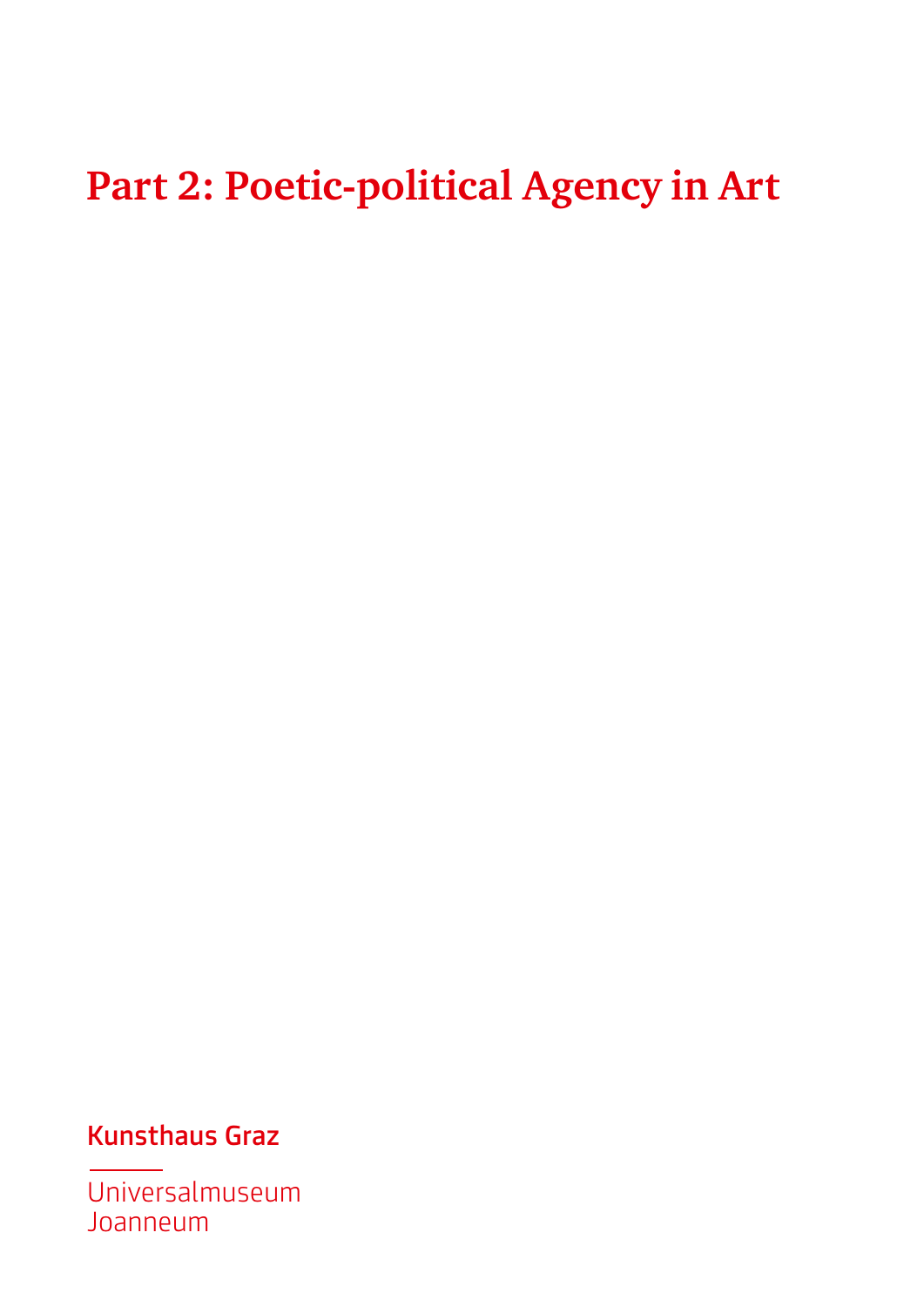# Part 2: Poetic-political Agency in Art

Kunsthaus Graz

Universalmuseum
Joanneum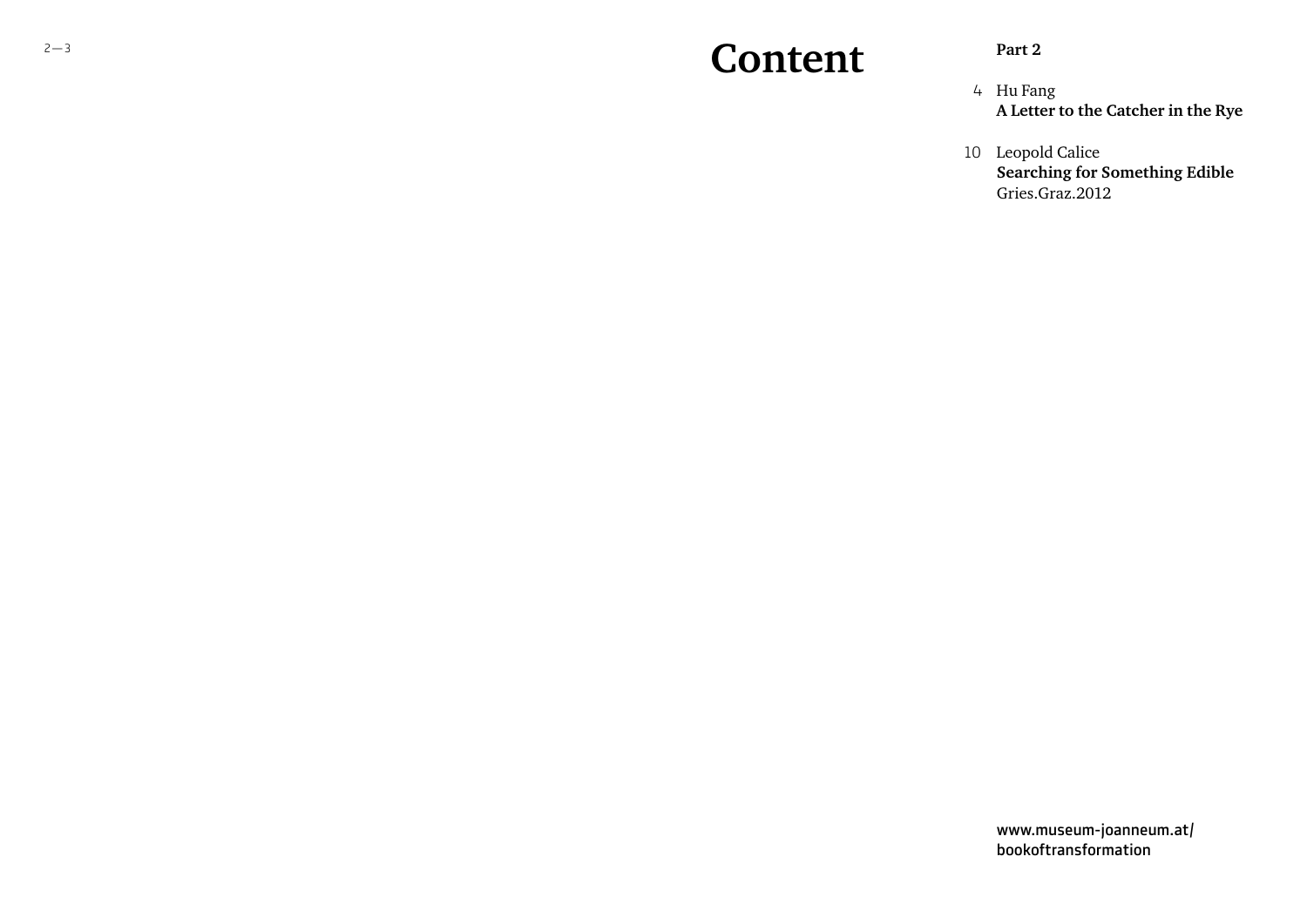# Content

**Part 2**

4 Hu Fang
**A Letter to the Catcher in the Rye**

10 Leopold Calice
**Searching for Something Edible**
Gries.Graz.2012

www.museum-joanneum.at/
bookoftransformation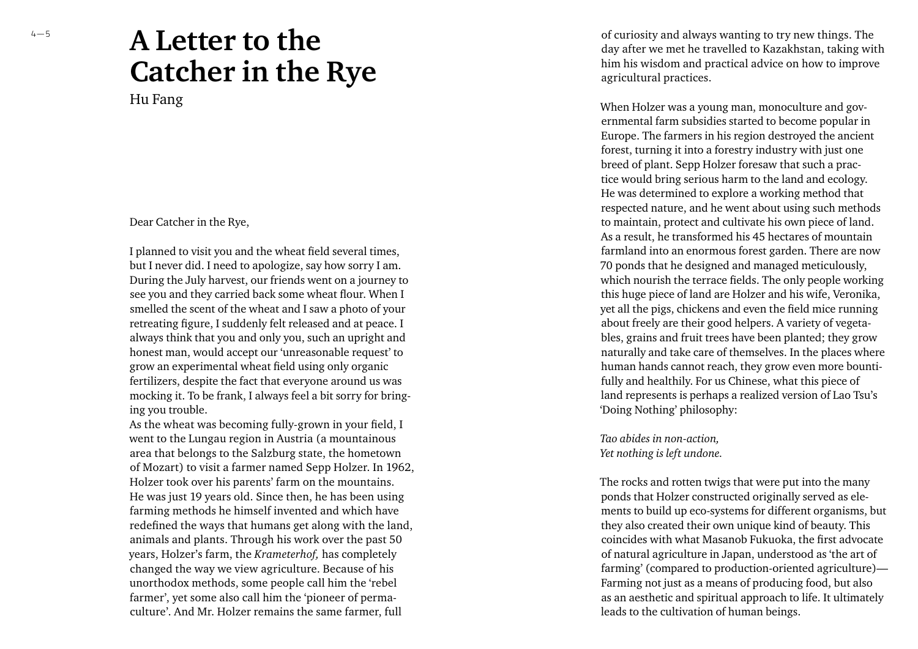# A Letter to the Catcher in the Rye

Hu Fang

Dear Catcher in the Rye,

I planned to visit you and the wheat field several times, but I never did. I need to apologize, say how sorry I am. During the July harvest, our friends went on a journey to see you and they carried back some wheat flour. When I smelled the scent of the wheat and I saw a photo of your retreating figure, I suddenly felt released and at peace. I always think that you and only you, such an upright and honest man, would accept our 'unreasonable request' to grow an experimental wheat field using only organic fertilizers, despite the fact that everyone around us was mocking it. To be frank, I always feel a bit sorry for bringing you trouble.

As the wheat was becoming fully-grown in your field, I went to the Lungau region in Austria (a mountainous area that belongs to the Salzburg state, the hometown of Mozart) to visit a farmer named Sepp Holzer. In 1962, Holzer took over his parents' farm on the mountains. He was just 19 years old. Since then, he has been using farming methods he himself invented and which have redefined the ways that humans get along with the land, animals and plants. Through his work over the past 50 years, Holzer's farm, the *Krameterhof,* has completely changed the way we view agriculture. Because of his unorthodox methods, some people call him the 'rebel farmer', yet some also call him the 'pioneer of permaculture'. And Mr. Holzer remains the same farmer, full of curiosity and always wanting to try new things. The day after we met he travelled to Kazakhstan, taking with him his wisdom and practical advice on how to improve agricultural practices.

When Holzer was a young man, monoculture and governmental farm subsidies started to become popular in Europe. The farmers in his region destroyed the ancient forest, turning it into a forestry industry with just one breed of plant. Sepp Holzer foresaw that such a practice would bring serious harm to the land and ecology. He was determined to explore a working method that respected nature, and he went about using such methods to maintain, protect and cultivate his own piece of land. As a result, he transformed his 45 hectares of mountain farmland into an enormous forest garden. There are now 70 ponds that he designed and managed meticulously, which nourish the terrace fields. The only people working this huge piece of land are Holzer and his wife, Veronika, yet all the pigs, chickens and even the field mice running about freely are their good helpers. A variety of vegetables, grains and fruit trees have been planted; they grow naturally and take care of themselves. In the places where human hands cannot reach, they grow even more bountifully and healthily. For us Chinese, what this piece of land represents is perhaps a realized version of Lao Tsu's 'Doing Nothing' philosophy:

*Tao abides in non-action,*
*Yet nothing is left undone.*

The rocks and rotten twigs that were put into the many ponds that Holzer constructed originally served as elements to build up eco-systems for different organisms, but they also created their own unique kind of beauty. This coincides with what Masanob Fukuoka, the first advocate of natural agriculture in Japan, understood as 'the art of farming' (compared to production-oriented agriculture)—Farming not just as a means of producing food, but also as an aesthetic and spiritual approach to life. It ultimately leads to the cultivation of human beings.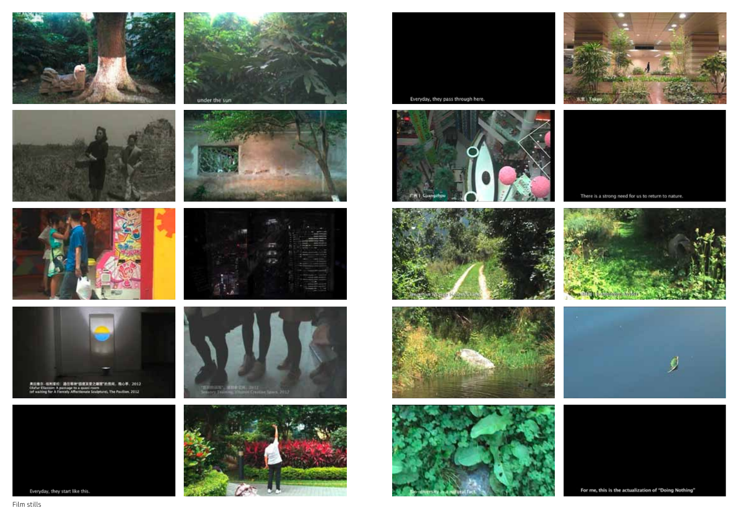Film stills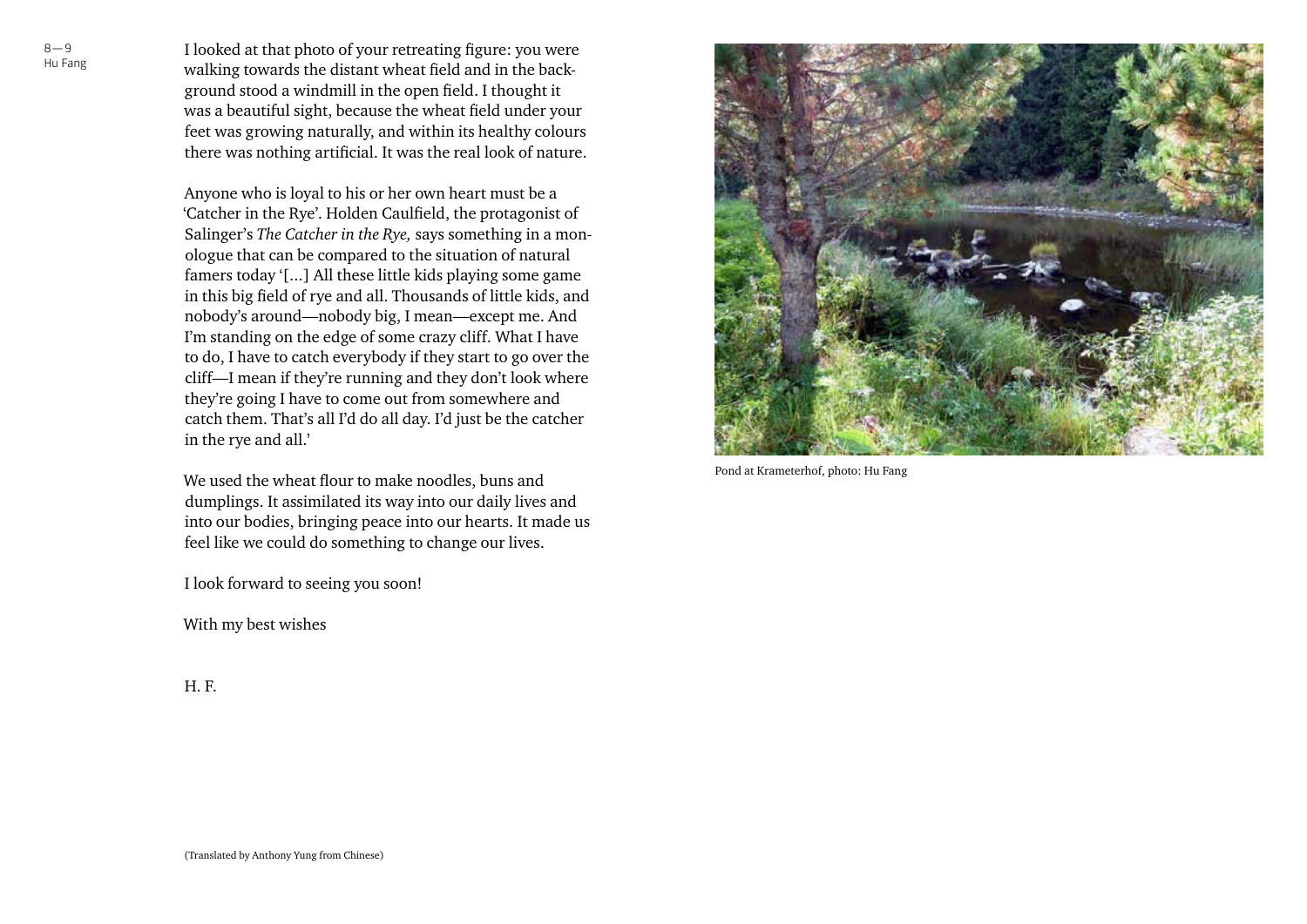I looked at that photo of your retreating figure: you were walking towards the distant wheat field and in the background stood a windmill in the open field. I thought it was a beautiful sight, because the wheat field under your feet was growing naturally, and within its healthy colours there was nothing artificial. It was the real look of nature.

Anyone who is loyal to his or her own heart must be a 'Catcher in the Rye'. Holden Caulfield, the protagonist of Salinger's *The Catcher in the Rye,* says something in a monologue that can be compared to the situation of natural famers today '[...] All these little kids playing some game in this big field of rye and all. Thousands of little kids, and nobody's around—nobody big, I mean—except me. And I'm standing on the edge of some crazy cliff. What I have to do, I have to catch everybody if they start to go over the cliff—I mean if they're running and they don't look where they're going I have to come out from somewhere and catch them. That's all I'd do all day. I'd just be the catcher in the rye and all.'

We used the wheat flour to make noodles, buns and dumplings. It assimilated its way into our daily lives and into our bodies, bringing peace into our hearts. It made us feel like we could do something to change our lives.

I look forward to seeing you soon!

With my best wishes

H. F.

Pond at Krameterhof, photo: Hu Fang

(Translated by Anthony Yung from Chinese)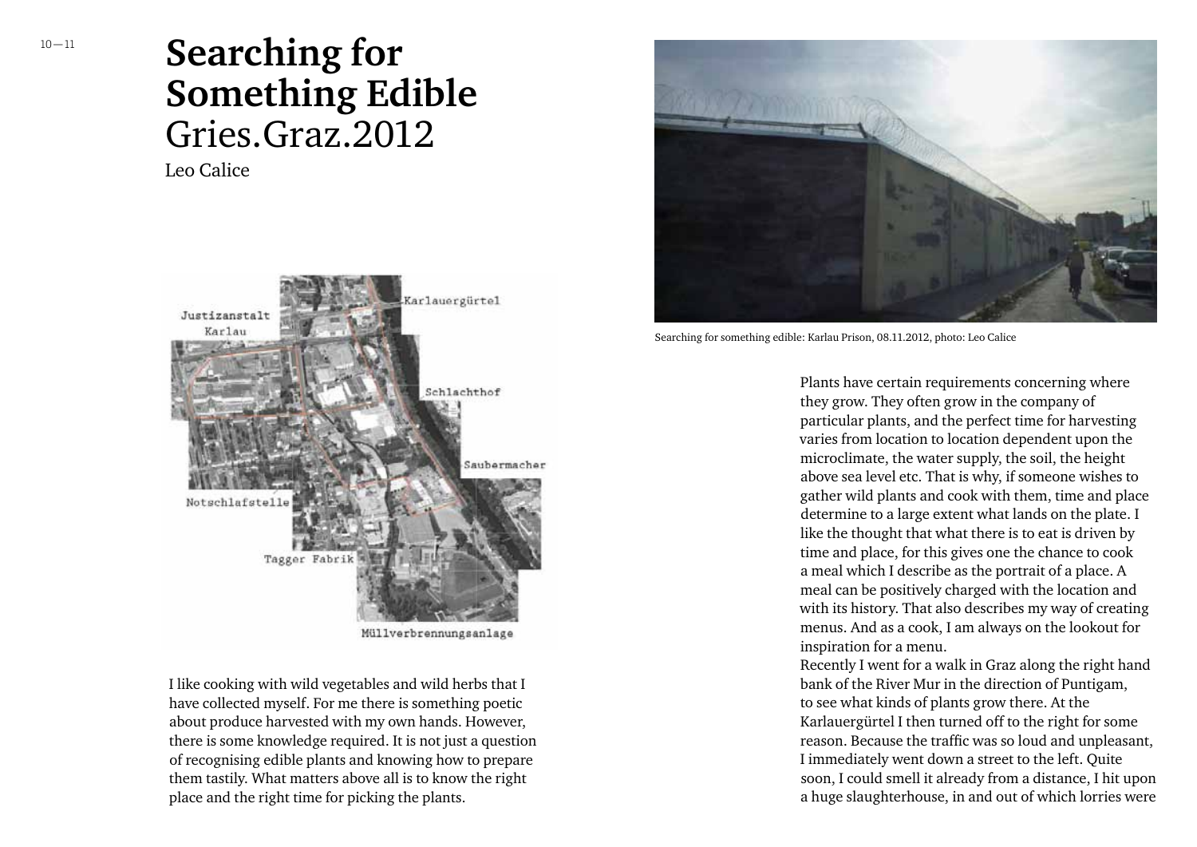# Searching for Something Edible

Gries.Graz.2012

Leo Calice

I like cooking with wild vegetables and wild herbs that I have collected myself. For me there is something poetic about produce harvested with my own hands. However, there is some knowledge required. It is not just a question of recognising edible plants and knowing how to prepare them tastily. What matters above all is to know the right place and the right time for picking the plants.

Searching for something edible: Karlau Prison, 08.11.2012, photo: Leo Calice

Plants have certain requirements concerning where they grow. They often grow in the company of particular plants, and the perfect time for harvesting varies from location to location dependent upon the microclimate, the water supply, the soil, the height above sea level etc. That is why, if someone wishes to gather wild plants and cook with them, time and place determine to a large extent what lands on the plate. I like the thought that what there is to eat is driven by time and place, for this gives one the chance to cook a meal which I describe as the portrait of a place. A meal can be positively charged with the location and with its history. That also describes my way of creating menus. And as a cook, I am always on the lookout for inspiration for a menu.

Recently I went for a walk in Graz along the right hand bank of the River Mur in the direction of Puntigam, to see what kinds of plants grow there. At the Karlauergürtel I then turned off to the right for some reason. Because the traffic was so loud and unpleasant, I immediately went down a street to the left. Quite soon, I could smell it already from a distance, I hit upon a huge slaughterhouse, in and out of which lorries were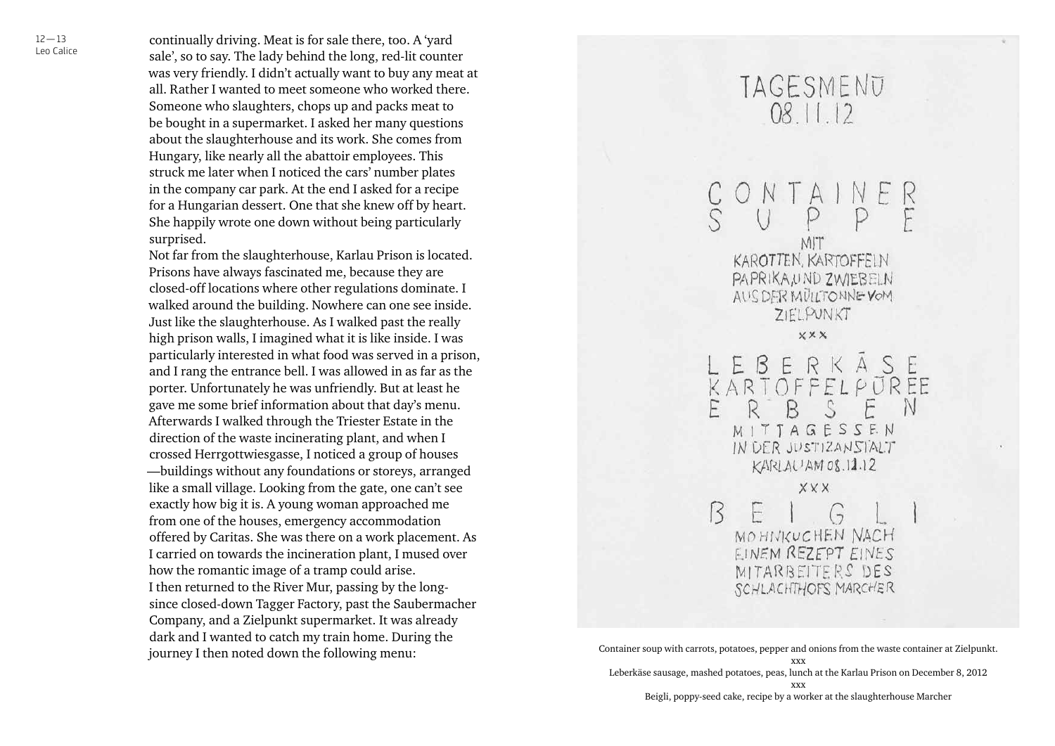continually driving. Meat is for sale there, too. A 'yard sale', so to say. The lady behind the long, red-lit counter was very friendly. I didn't actually want to buy any meat at all. Rather I wanted to meet someone who worked there. Someone who slaughters, chops up and packs meat to be bought in a supermarket. I asked her many questions about the slaughterhouse and its work. She comes from Hungary, like nearly all the abattoir employees. This struck me later when I noticed the cars' number plates in the company car park. At the end I asked for a recipe for a Hungarian dessert. One that she knew off by heart. She happily wrote one down without being particularly surprised.

Not far from the slaughterhouse, Karlau Prison is located. Prisons have always fascinated me, because they are closed-off locations where other regulations dominate. I walked around the building. Nowhere can one see inside. Just like the slaughterhouse. As I walked past the really high prison walls, I imagined what it is like inside. I was particularly interested in what food was served in a prison, and I rang the entrance bell. I was allowed in as far as the porter. Unfortunately he was unfriendly. But at least he gave me some brief information about that day's menu. Afterwards I walked through the Triester Estate in the direction of the waste incinerating plant, and when I crossed Herrgottwiesgasse, I noticed a group of houses —buildings without any foundations or storeys, arranged like a small village. Looking from the gate, one can't see exactly how big it is. A young woman approached me from one of the houses, emergency accommodation offered by Caritas. She was there on a work placement. As I carried on towards the incineration plant, I mused over how the romantic image of a tramp could arise.

I then returned to the River Mur, passing by the long-since closed-down Tagger Factory, past the Saubermacher Company, and a Zielpunkt supermarket. It was already dark and I wanted to catch my train home. During the journey I then noted down the following menu:

TAGESMENÜ
08.11.12

CONTAINER SUPPE
MIT
KAROTTEN, KARTOFFELN
PAPRIKA UND ZWIEBELN
AUS DER MÜLLTONNE VOM
ZIELPUNKT

XXX

LEBERKÄSE
KARTOFFELPÜREE
ERBSEN
MITTAGESSEN
IN DER JUSTIZANSTALT
KARLAU AM 08.11.12

XXX

BEIGLI
MOHNKUCHEN NACH
EINEM REZEPT EINES
MITARBEITERS DES
SCHLACHTHOFS MARCHER

Container soup with carrots, potatoes, pepper and onions from the waste container at Zielpunkt.
xxx
Leberkäse sausage, mashed potatoes, peas, lunch at the Karlau Prison on December 8, 2012
xxx
Beigli, poppy-seed cake, recipe by a worker at the slaughterhouse Marcher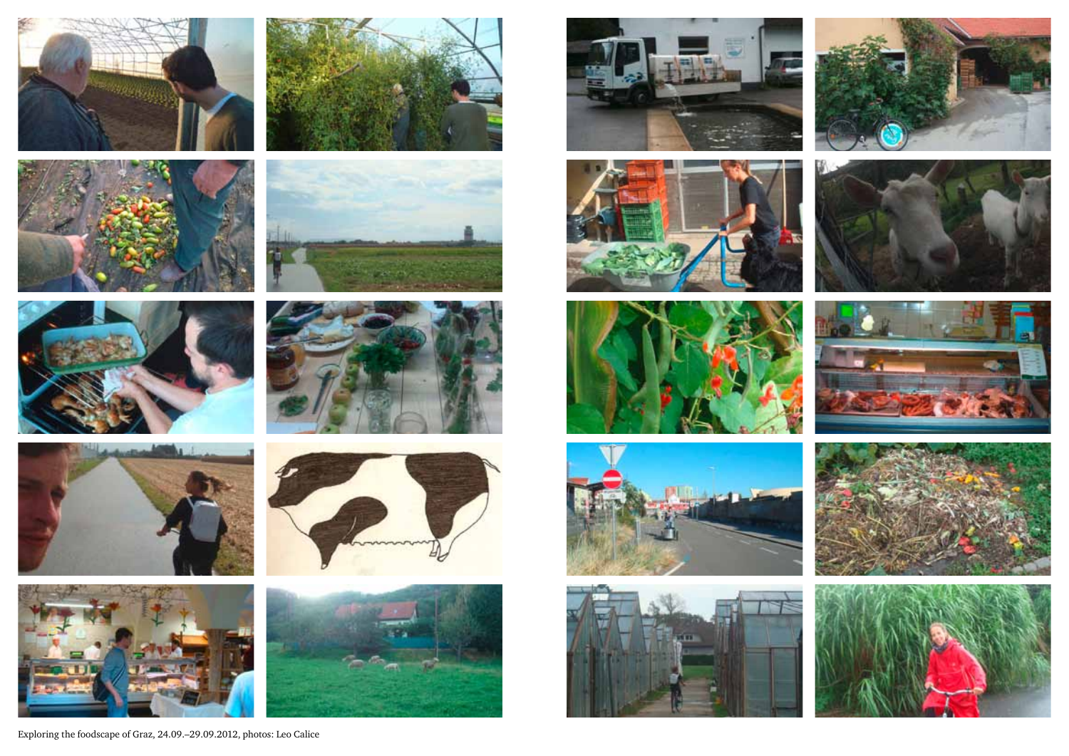Exploring the foodscape of Graz, 24.09.–29.09.2012, photos: Leo Calice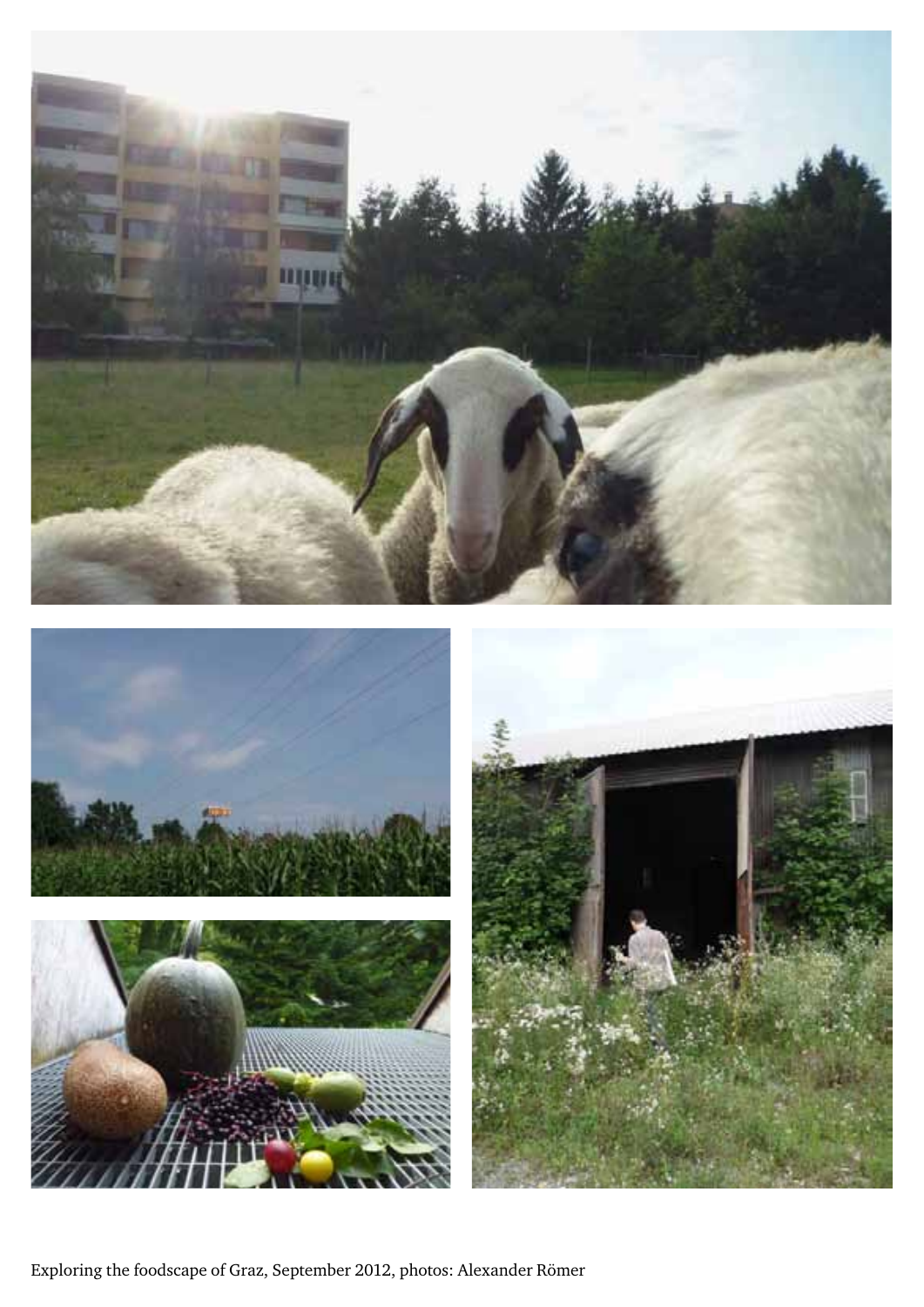Exploring the foodscape of Graz, September 2012, photos: Alexander Römer